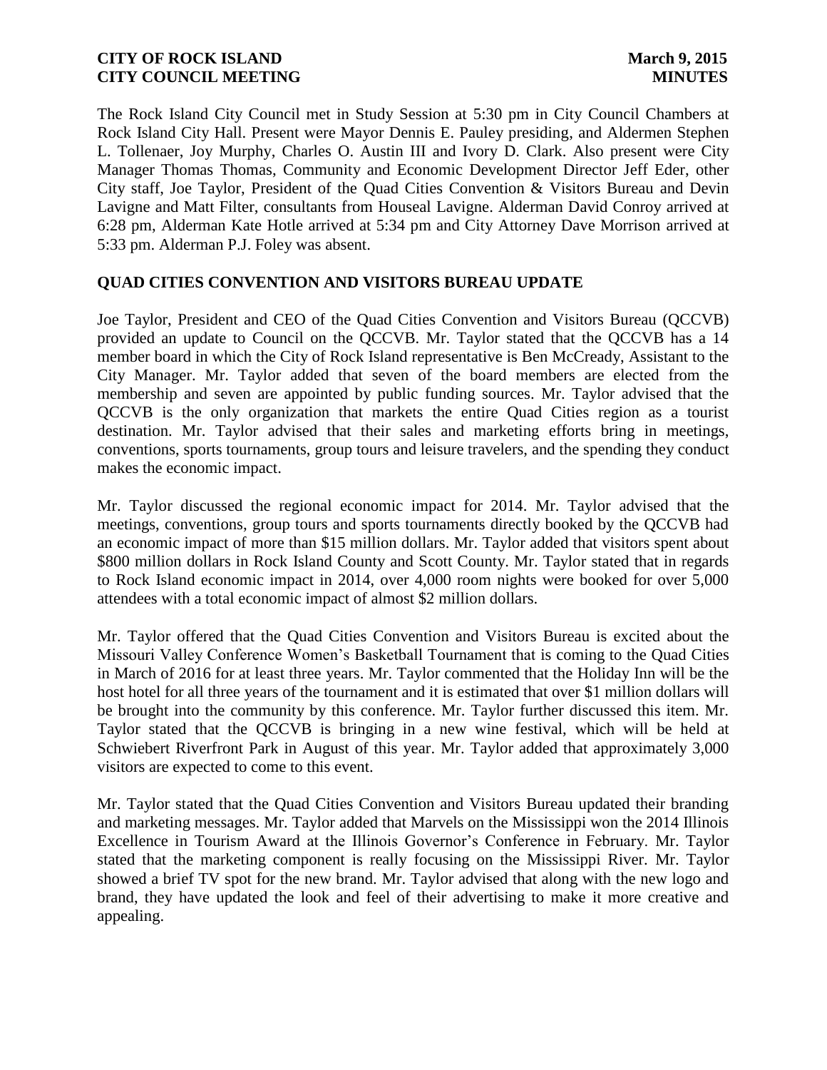The Rock Island City Council met in Study Session at 5:30 pm in City Council Chambers at Rock Island City Hall. Present were Mayor Dennis E. Pauley presiding, and Aldermen Stephen L. Tollenaer, Joy Murphy, Charles O. Austin III and Ivory D. Clark. Also present were City Manager Thomas Thomas, Community and Economic Development Director Jeff Eder, other City staff, Joe Taylor, President of the Quad Cities Convention & Visitors Bureau and Devin Lavigne and Matt Filter, consultants from Houseal Lavigne. Alderman David Conroy arrived at 6:28 pm, Alderman Kate Hotle arrived at 5:34 pm and City Attorney Dave Morrison arrived at 5:33 pm. Alderman P.J. Foley was absent.

## QUAD CITIES CONVENTION AND VISITORS BUREAU UPDATE

Joe Taylor, President and CEO of the Quad Cities Convention and Visitors Bureau (QCCVB) provided an update to Council on the QCCVB. Mr. Taylor stated that the QCCVB has a 14 member board in which the City of Rock Island representative is Ben McCready, Assistant to the City Manager. Mr. Taylor added that seven of the board members are elected from the membership and seven are appointed by public funding sources. Mr. Taylor advised that the QCCVB is the only organization that markets the entire Quad Cities region as a tourist destination. Mr. Taylor advised that their sales and marketing efforts bring in meetings, conventions, sports tournaments, group tours and leisure travelers, and the spending they conduct makes the economic impact.

Mr. Taylor discussed the regional economic impact for 2014. Mr. Taylor advised that the meetings, conventions, group tours and sports tournaments directly booked by the QCCVB had an economic impact of more than $15 million dollars. Mr. Taylor added that visitors spent about $800 million dollars in Rock Island County and Scott County. Mr. Taylor stated that in regards to Rock Island economic impact in 2014, over 4,000 room nights were booked for over 5,000 attendees with a total economic impact of almost $2 million dollars.

Mr. Taylor offered that the Quad Cities Convention and Visitors Bureau is excited about the Missouri Valley Conference Women's Basketball Tournament that is coming to the Quad Cities in March of 2016 for at least three years. Mr. Taylor commented that the Holiday Inn will be the host hotel for all three years of the tournament and it is estimated that over $1 million dollars will be brought into the community by this conference. Mr. Taylor further discussed this item. Mr. Taylor stated that the QCCVB is bringing in a new wine festival, which will be held at Schwiebert Riverfront Park in August of this year. Mr. Taylor added that approximately 3,000 visitors are expected to come to this event.

Mr. Taylor stated that the Quad Cities Convention and Visitors Bureau updated their branding and marketing messages. Mr. Taylor added that Marvels on the Mississippi won the 2014 Illinois Excellence in Tourism Award at the Illinois Governor's Conference in February. Mr. Taylor stated that the marketing component is really focusing on the Mississippi River. Mr. Taylor showed a brief TV spot for the new brand. Mr. Taylor advised that along with the new logo and brand, they have updated the look and feel of their advertising to make it more creative and appealing.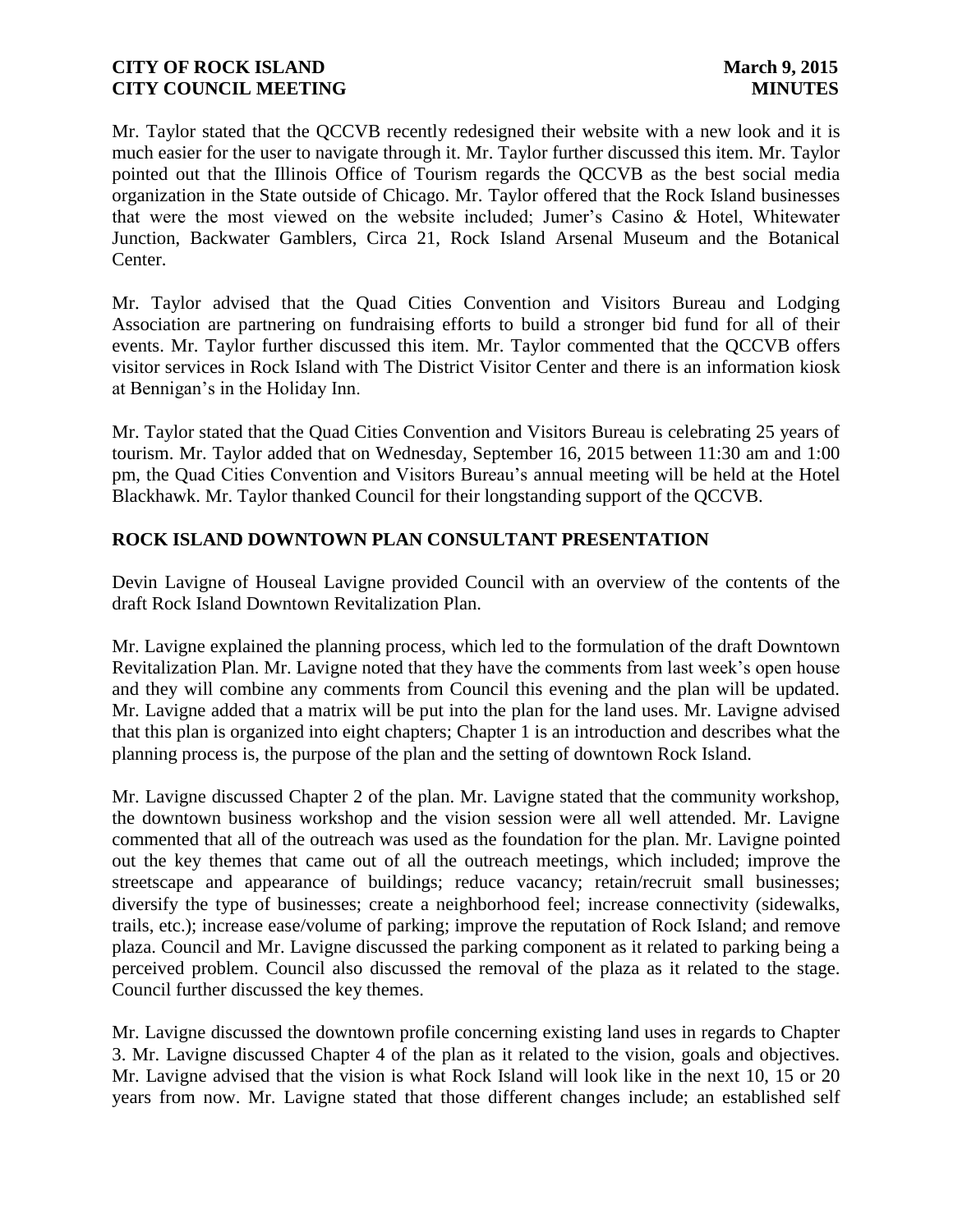Mr. Taylor stated that the QCCVB recently redesigned their website with a new look and it is much easier for the user to navigate through it. Mr. Taylor further discussed this item. Mr. Taylor pointed out that the Illinois Office of Tourism regards the QCCVB as the best social media organization in the State outside of Chicago. Mr. Taylor offered that the Rock Island businesses that were the most viewed on the website included; Jumer's Casino & Hotel, Whitewater Junction, Backwater Gamblers, Circa 21, Rock Island Arsenal Museum and the Botanical Center.

Mr. Taylor advised that the Quad Cities Convention and Visitors Bureau and Lodging Association are partnering on fundraising efforts to build a stronger bid fund for all of their events. Mr. Taylor further discussed this item. Mr. Taylor commented that the QCCVB offers visitor services in Rock Island with The District Visitor Center and there is an information kiosk at Bennigan's in the Holiday Inn.

Mr. Taylor stated that the Quad Cities Convention and Visitors Bureau is celebrating 25 years of tourism. Mr. Taylor added that on Wednesday, September 16, 2015 between 11:30 am and 1:00 pm, the Quad Cities Convention and Visitors Bureau's annual meeting will be held at the Hotel Blackhawk. Mr. Taylor thanked Council for their longstanding support of the QCCVB.

## ROCK ISLAND DOWNTOWN PLAN CONSULTANT PRESENTATION

Devin Lavigne of Houseal Lavigne provided Council with an overview of the contents of the draft Rock Island Downtown Revitalization Plan.

Mr. Lavigne explained the planning process, which led to the formulation of the draft Downtown Revitalization Plan. Mr. Lavigne noted that they have the comments from last week's open house and they will combine any comments from Council this evening and the plan will be updated. Mr. Lavigne added that a matrix will be put into the plan for the land uses. Mr. Lavigne advised that this plan is organized into eight chapters; Chapter 1 is an introduction and describes what the planning process is, the purpose of the plan and the setting of downtown Rock Island.

Mr. Lavigne discussed Chapter 2 of the plan. Mr. Lavigne stated that the community workshop, the downtown business workshop and the vision session were all well attended. Mr. Lavigne commented that all of the outreach was used as the foundation for the plan. Mr. Lavigne pointed out the key themes that came out of all the outreach meetings, which included; improve the streetscape and appearance of buildings; reduce vacancy; retain/recruit small businesses; diversify the type of businesses; create a neighborhood feel; increase connectivity (sidewalks, trails, etc.); increase ease/volume of parking; improve the reputation of Rock Island; and remove plaza. Council and Mr. Lavigne discussed the parking component as it related to parking being a perceived problem. Council also discussed the removal of the plaza as it related to the stage. Council further discussed the key themes.

Mr. Lavigne discussed the downtown profile concerning existing land uses in regards to Chapter 3. Mr. Lavigne discussed Chapter 4 of the plan as it related to the vision, goals and objectives. Mr. Lavigne advised that the vision is what Rock Island will look like in the next 10, 15 or 20 years from now. Mr. Lavigne stated that those different changes include; an established self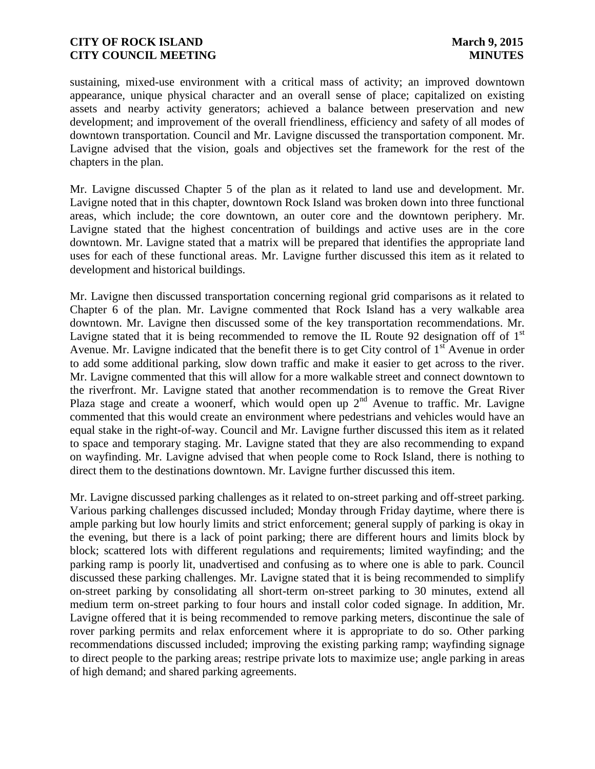sustaining, mixed-use environment with a critical mass of activity; an improved downtown appearance, unique physical character and an overall sense of place; capitalized on existing assets and nearby activity generators; achieved a balance between preservation and new development; and improvement of the overall friendliness, efficiency and safety of all modes of downtown transportation. Council and Mr. Lavigne discussed the transportation component. Mr. Lavigne advised that the vision, goals and objectives set the framework for the rest of the chapters in the plan.

Mr. Lavigne discussed Chapter 5 of the plan as it related to land use and development. Mr. Lavigne noted that in this chapter, downtown Rock Island was broken down into three functional areas, which include; the core downtown, an outer core and the downtown periphery. Mr. Lavigne stated that the highest concentration of buildings and active uses are in the core downtown. Mr. Lavigne stated that a matrix will be prepared that identifies the appropriate land uses for each of these functional areas. Mr. Lavigne further discussed this item as it related to development and historical buildings.

Mr. Lavigne then discussed transportation concerning regional grid comparisons as it related to Chapter 6 of the plan. Mr. Lavigne commented that Rock Island has a very walkable area downtown. Mr. Lavigne then discussed some of the key transportation recommendations. Mr. Lavigne stated that it is being recommended to remove the IL Route 92 designation off of 1st Avenue. Mr. Lavigne indicated that the benefit there is to get City control of 1st Avenue in order to add some additional parking, slow down traffic and make it easier to get across to the river. Mr. Lavigne commented that this will allow for a more walkable street and connect downtown to the riverfront. Mr. Lavigne stated that another recommendation is to remove the Great River Plaza stage and create a woonerf, which would open up 2nd Avenue to traffic. Mr. Lavigne commented that this would create an environment where pedestrians and vehicles would have an equal stake in the right-of-way. Council and Mr. Lavigne further discussed this item as it related to space and temporary staging. Mr. Lavigne stated that they are also recommending to expand on wayfinding. Mr. Lavigne advised that when people come to Rock Island, there is nothing to direct them to the destinations downtown. Mr. Lavigne further discussed this item.

Mr. Lavigne discussed parking challenges as it related to on-street parking and off-street parking. Various parking challenges discussed included; Monday through Friday daytime, where there is ample parking but low hourly limits and strict enforcement; general supply of parking is okay in the evening, but there is a lack of point parking; there are different hours and limits block by block; scattered lots with different regulations and requirements; limited wayfinding; and the parking ramp is poorly lit, unadvertised and confusing as to where one is able to park. Council discussed these parking challenges. Mr. Lavigne stated that it is being recommended to simplify on-street parking by consolidating all short-term on-street parking to 30 minutes, extend all medium term on-street parking to four hours and install color coded signage. In addition, Mr. Lavigne offered that it is being recommended to remove parking meters, discontinue the sale of rover parking permits and relax enforcement where it is appropriate to do so. Other parking recommendations discussed included; improving the existing parking ramp; wayfinding signage to direct people to the parking areas; restripe private lots to maximize use; angle parking in areas of high demand; and shared parking agreements.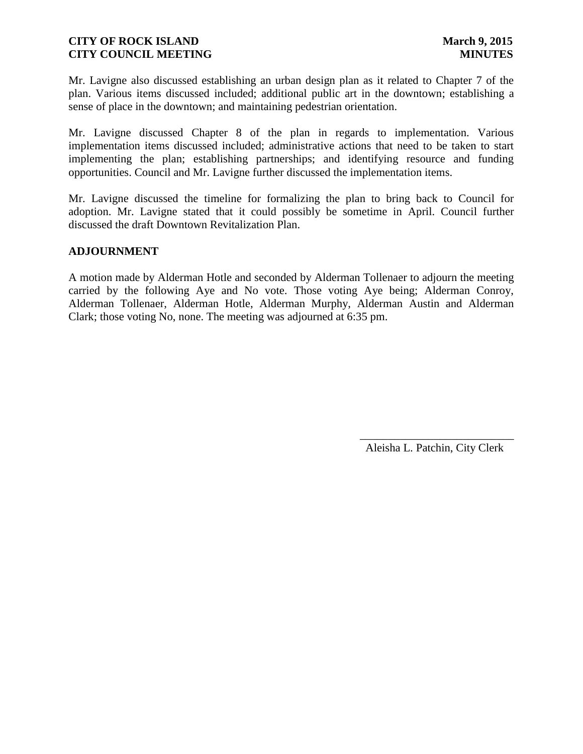Mr. Lavigne also discussed establishing an urban design plan as it related to Chapter 7 of the plan. Various items discussed included; additional public art in the downtown; establishing a sense of place in the downtown; and maintaining pedestrian orientation.

Mr. Lavigne discussed Chapter 8 of the plan in regards to implementation. Various implementation items discussed included; administrative actions that need to be taken to start implementing the plan; establishing partnerships; and identifying resource and funding opportunities. Council and Mr. Lavigne further discussed the implementation items.

Mr. Lavigne discussed the timeline for formalizing the plan to bring back to Council for adoption. Mr. Lavigne stated that it could possibly be sometime in April. Council further discussed the draft Downtown Revitalization Plan.

**ADJOURNMENT**

A motion made by Alderman Hotle and seconded by Alderman Tollenaer to adjourn the meeting carried by the following Aye and No vote. Those voting Aye being; Alderman Conroy, Alderman Tollenaer, Alderman Hotle, Alderman Murphy, Alderman Austin and Alderman Clark; those voting No, none. The meeting was adjourned at 6:35 pm.

\_\_\_\_\_\_\_\_\_\_\_\_\_\_\_\_\_\_\_\_\_\_\_\_\_\_\_\_

Aleisha L. Patchin, City Clerk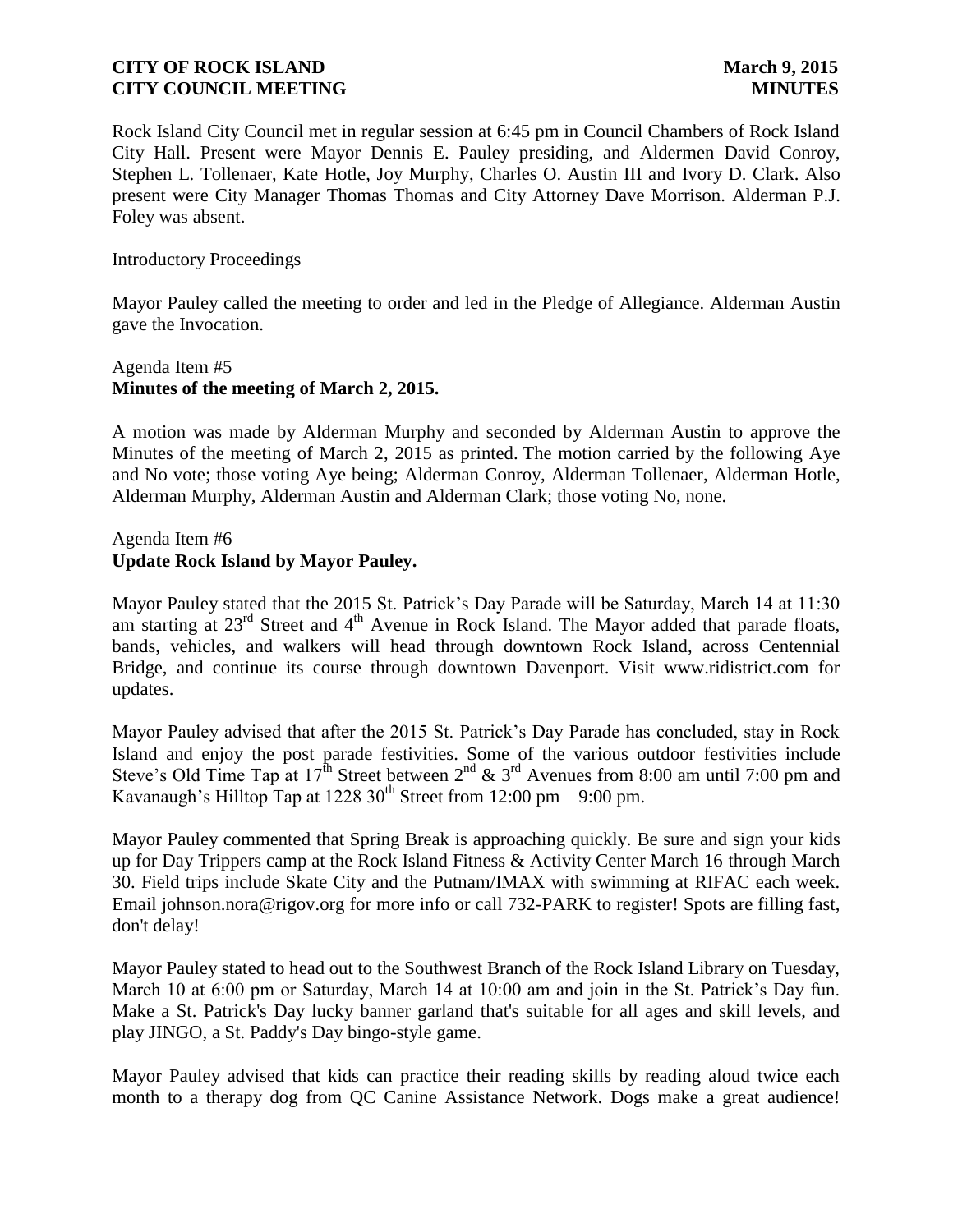Rock Island City Council met in regular session at 6:45 pm in Council Chambers of Rock Island City Hall. Present were Mayor Dennis E. Pauley presiding, and Aldermen David Conroy, Stephen L. Tollenaer, Kate Hotle, Joy Murphy, Charles O. Austin III and Ivory D. Clark. Also present were City Manager Thomas Thomas and City Attorney Dave Morrison. Alderman P.J. Foley was absent.

Introductory Proceedings

Mayor Pauley called the meeting to order and led in the Pledge of Allegiance. Alderman Austin gave the Invocation.

Agenda Item #5
**Minutes of the meeting of March 2, 2015.**

A motion was made by Alderman Murphy and seconded by Alderman Austin to approve the Minutes of the meeting of March 2, 2015 as printed. The motion carried by the following Aye and No vote; those voting Aye being; Alderman Conroy, Alderman Tollenaer, Alderman Hotle, Alderman Murphy, Alderman Austin and Alderman Clark; those voting No, none.

Agenda Item #6
**Update Rock Island by Mayor Pauley.**

Mayor Pauley stated that the 2015 St. Patrick's Day Parade will be Saturday, March 14 at 11:30 am starting at 23rd Street and 4th Avenue in Rock Island. The Mayor added that parade floats, bands, vehicles, and walkers will head through downtown Rock Island, across Centennial Bridge, and continue its course through downtown Davenport. Visit www.ridistrict.com for updates.

Mayor Pauley advised that after the 2015 St. Patrick's Day Parade has concluded, stay in Rock Island and enjoy the post parade festivities. Some of the various outdoor festivities include Steve's Old Time Tap at 17th Street between 2nd & 3rd Avenues from 8:00 am until 7:00 pm and Kavanaugh's Hilltop Tap at 1228 30th Street from 12:00 pm – 9:00 pm.

Mayor Pauley commented that Spring Break is approaching quickly. Be sure and sign your kids up for Day Trippers camp at the Rock Island Fitness & Activity Center March 16 through March 30. Field trips include Skate City and the Putnam/IMAX with swimming at RIFAC each week. Email johnson.nora@rigov.org for more info or call 732-PARK to register! Spots are filling fast, don't delay!

Mayor Pauley stated to head out to the Southwest Branch of the Rock Island Library on Tuesday, March 10 at 6:00 pm or Saturday, March 14 at 10:00 am and join in the St. Patrick's Day fun. Make a St. Patrick's Day lucky banner garland that's suitable for all ages and skill levels, and play JINGO, a St. Paddy's Day bingo-style game.

Mayor Pauley advised that kids can practice their reading skills by reading aloud twice each month to a therapy dog from QC Canine Assistance Network. Dogs make a great audience!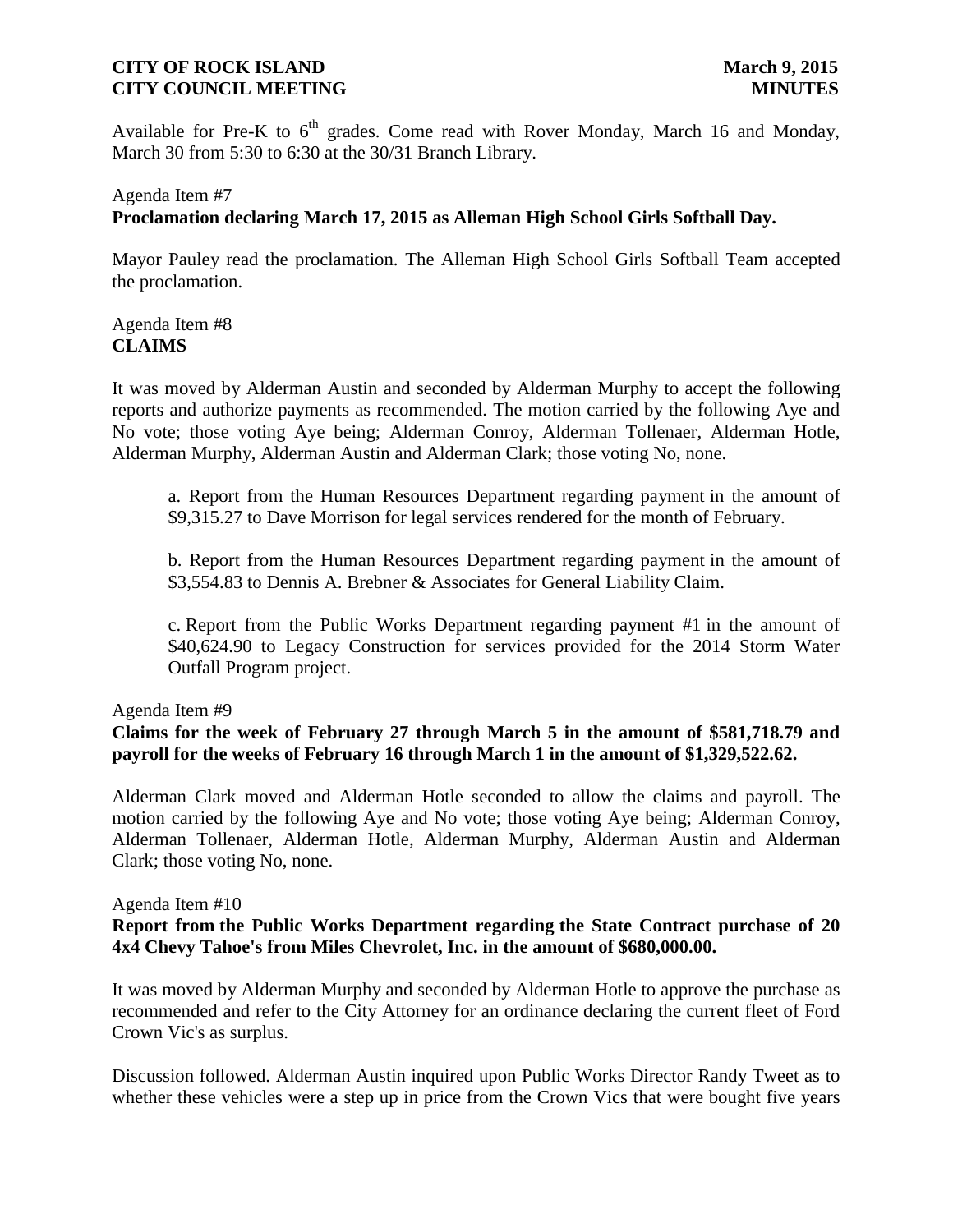Available for Pre-K to 6th grades. Come read with Rover Monday, March 16 and Monday, March 30 from 5:30 to 6:30 at the 30/31 Branch Library.

Agenda Item #7
**Proclamation declaring March 17, 2015 as Alleman High School Girls Softball Day.**

Mayor Pauley read the proclamation. The Alleman High School Girls Softball Team accepted the proclamation.

Agenda Item #8
**CLAIMS**

It was moved by Alderman Austin and seconded by Alderman Murphy to accept the following reports and authorize payments as recommended. The motion carried by the following Aye and No vote; those voting Aye being; Alderman Conroy, Alderman Tollenaer, Alderman Hotle, Alderman Murphy, Alderman Austin and Alderman Clark; those voting No, none.

a. Report from the Human Resources Department regarding payment in the amount of $9,315.27 to Dave Morrison for legal services rendered for the month of February.

b. Report from the Human Resources Department regarding payment in the amount of $3,554.83 to Dennis A. Brebner & Associates for General Liability Claim.

c. Report from the Public Works Department regarding payment #1 in the amount of $40,624.90 to Legacy Construction for services provided for the 2014 Storm Water Outfall Program project.

Agenda Item #9
**Claims for the week of February 27 through March 5 in the amount of $581,718.79 and payroll for the weeks of February 16 through March 1 in the amount of $1,329,522.62.**

Alderman Clark moved and Alderman Hotle seconded to allow the claims and payroll. The motion carried by the following Aye and No vote; those voting Aye being; Alderman Conroy, Alderman Tollenaer, Alderman Hotle, Alderman Murphy, Alderman Austin and Alderman Clark; those voting No, none.

Agenda Item #10
**Report from the Public Works Department regarding the State Contract purchase of 20 4x4 Chevy Tahoe's from Miles Chevrolet, Inc. in the amount of $680,000.00.**

It was moved by Alderman Murphy and seconded by Alderman Hotle to approve the purchase as recommended and refer to the City Attorney for an ordinance declaring the current fleet of Ford Crown Vic's as surplus.

Discussion followed. Alderman Austin inquired upon Public Works Director Randy Tweet as to whether these vehicles were a step up in price from the Crown Vics that were bought five years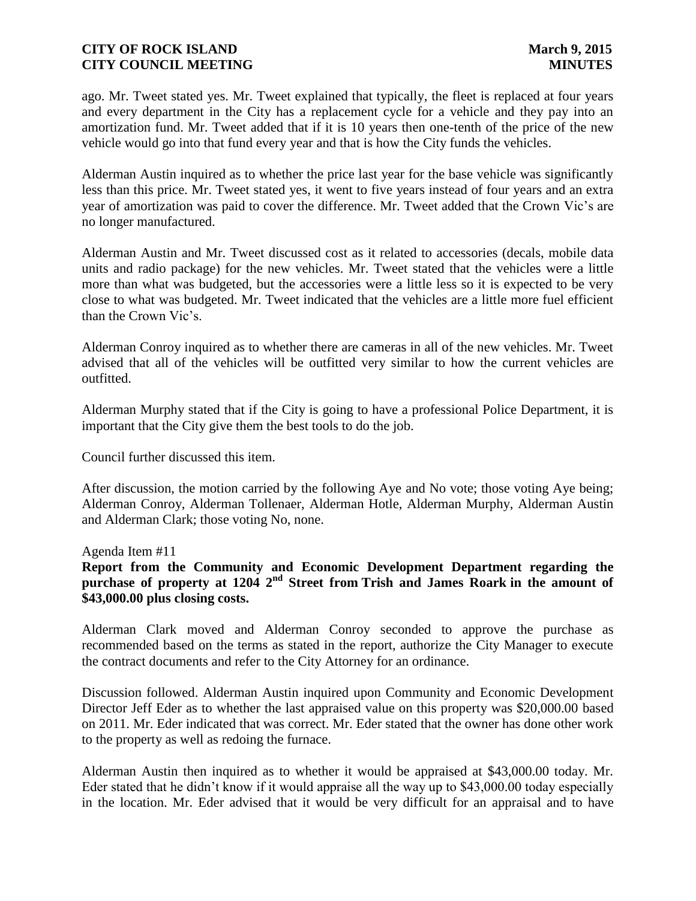ago. Mr. Tweet stated yes. Mr. Tweet explained that typically, the fleet is replaced at four years and every department in the City has a replacement cycle for a vehicle and they pay into an amortization fund. Mr. Tweet added that if it is 10 years then one-tenth of the price of the new vehicle would go into that fund every year and that is how the City funds the vehicles.

Alderman Austin inquired as to whether the price last year for the base vehicle was significantly less than this price. Mr. Tweet stated yes, it went to five years instead of four years and an extra year of amortization was paid to cover the difference. Mr. Tweet added that the Crown Vic's are no longer manufactured.

Alderman Austin and Mr. Tweet discussed cost as it related to accessories (decals, mobile data units and radio package) for the new vehicles. Mr. Tweet stated that the vehicles were a little more than what was budgeted, but the accessories were a little less so it is expected to be very close to what was budgeted. Mr. Tweet indicated that the vehicles are a little more fuel efficient than the Crown Vic's.

Alderman Conroy inquired as to whether there are cameras in all of the new vehicles. Mr. Tweet advised that all of the vehicles will be outfitted very similar to how the current vehicles are outfitted.

Alderman Murphy stated that if the City is going to have a professional Police Department, it is important that the City give them the best tools to do the job.

Council further discussed this item.

After discussion, the motion carried by the following Aye and No vote; those voting Aye being; Alderman Conroy, Alderman Tollenaer, Alderman Hotle, Alderman Murphy, Alderman Austin and Alderman Clark; those voting No, none.

Agenda Item #11

**Report from the Community and Economic Development Department regarding the purchase of property at 1204 2nd Street from Trish and James Roark in the amount of $43,000.00 plus closing costs.**

Alderman Clark moved and Alderman Conroy seconded to approve the purchase as recommended based on the terms as stated in the report, authorize the City Manager to execute the contract documents and refer to the City Attorney for an ordinance.

Discussion followed. Alderman Austin inquired upon Community and Economic Development Director Jeff Eder as to whether the last appraised value on this property was $20,000.00 based on 2011. Mr. Eder indicated that was correct. Mr. Eder stated that the owner has done other work to the property as well as redoing the furnace.

Alderman Austin then inquired as to whether it would be appraised at $43,000.00 today. Mr. Eder stated that he didn't know if it would appraise all the way up to $43,000.00 today especially in the location. Mr. Eder advised that it would be very difficult for an appraisal and to have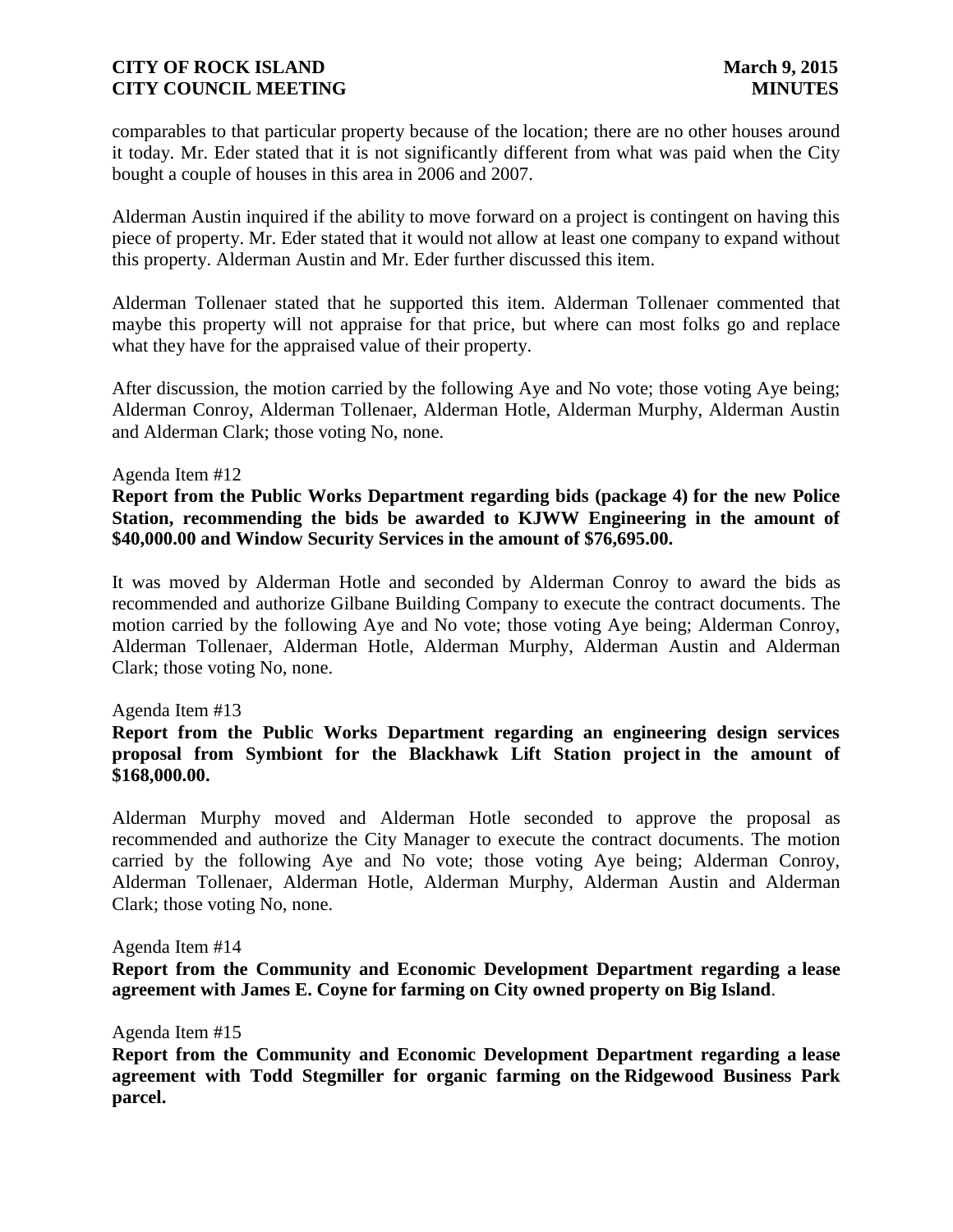comparables to that particular property because of the location; there are no other houses around it today. Mr. Eder stated that it is not significantly different from what was paid when the City bought a couple of houses in this area in 2006 and 2007.

Alderman Austin inquired if the ability to move forward on a project is contingent on having this piece of property. Mr. Eder stated that it would not allow at least one company to expand without this property. Alderman Austin and Mr. Eder further discussed this item.

Alderman Tollenaer stated that he supported this item. Alderman Tollenaer commented that maybe this property will not appraise for that price, but where can most folks go and replace what they have for the appraised value of their property.

After discussion, the motion carried by the following Aye and No vote; those voting Aye being; Alderman Conroy, Alderman Tollenaer, Alderman Hotle, Alderman Murphy, Alderman Austin and Alderman Clark; those voting No, none.

Agenda Item #12

**Report from the Public Works Department regarding bids (package 4) for the new Police Station, recommending the bids be awarded to KJWW Engineering in the amount of $40,000.00 and Window Security Services in the amount of $76,695.00.**

It was moved by Alderman Hotle and seconded by Alderman Conroy to award the bids as recommended and authorize Gilbane Building Company to execute the contract documents. The motion carried by the following Aye and No vote; those voting Aye being; Alderman Conroy, Alderman Tollenaer, Alderman Hotle, Alderman Murphy, Alderman Austin and Alderman Clark; those voting No, none.

Agenda Item #13

**Report from the Public Works Department regarding an engineering design services proposal from Symbiont for the Blackhawk Lift Station project in the amount of $168,000.00.**

Alderman Murphy moved and Alderman Hotle seconded to approve the proposal as recommended and authorize the City Manager to execute the contract documents. The motion carried by the following Aye and No vote; those voting Aye being; Alderman Conroy, Alderman Tollenaer, Alderman Hotle, Alderman Murphy, Alderman Austin and Alderman Clark; those voting No, none.

Agenda Item #14

**Report from the Community and Economic Development Department regarding a lease agreement with James E. Coyne for farming on City owned property on Big Island**.

Agenda Item #15

**Report from the Community and Economic Development Department regarding a lease agreement with Todd Stegmiller for organic farming on the Ridgewood Business Park parcel.**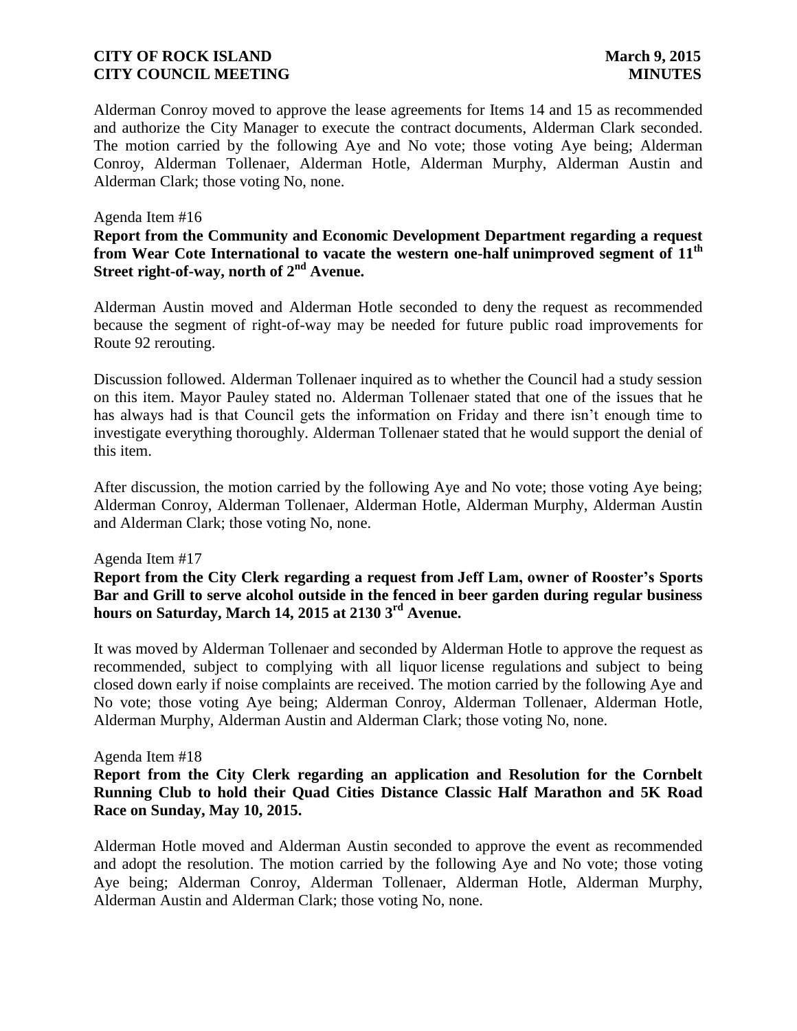Alderman Conroy moved to approve the lease agreements for Items 14 and 15 as recommended and authorize the City Manager to execute the contract documents, Alderman Clark seconded. The motion carried by the following Aye and No vote; those voting Aye being; Alderman Conroy, Alderman Tollenaer, Alderman Hotle, Alderman Murphy, Alderman Austin and Alderman Clark; those voting No, none.

Agenda Item #16

**Report from the Community and Economic Development Department regarding a request from Wear Cote International to vacate the western one-half unimproved segment of 11th Street right-of-way, north of 2nd Avenue.**

Alderman Austin moved and Alderman Hotle seconded to deny the request as recommended because the segment of right-of-way may be needed for future public road improvements for Route 92 rerouting.

Discussion followed. Alderman Tollenaer inquired as to whether the Council had a study session on this item. Mayor Pauley stated no. Alderman Tollenaer stated that one of the issues that he has always had is that Council gets the information on Friday and there isn't enough time to investigate everything thoroughly. Alderman Tollenaer stated that he would support the denial of this item.

After discussion, the motion carried by the following Aye and No vote; those voting Aye being; Alderman Conroy, Alderman Tollenaer, Alderman Hotle, Alderman Murphy, Alderman Austin and Alderman Clark; those voting No, none.

Agenda Item #17

**Report from the City Clerk regarding a request from Jeff Lam, owner of Rooster's Sports Bar and Grill to serve alcohol outside in the fenced in beer garden during regular business hours on Saturday, March 14, 2015 at 2130 3rd Avenue.**

It was moved by Alderman Tollenaer and seconded by Alderman Hotle to approve the request as recommended, subject to complying with all liquor license regulations and subject to being closed down early if noise complaints are received. The motion carried by the following Aye and No vote; those voting Aye being; Alderman Conroy, Alderman Tollenaer, Alderman Hotle, Alderman Murphy, Alderman Austin and Alderman Clark; those voting No, none.

Agenda Item #18

**Report from the City Clerk regarding an application and Resolution for the Cornbelt Running Club to hold their Quad Cities Distance Classic Half Marathon and 5K Road Race on Sunday, May 10, 2015.**

Alderman Hotle moved and Alderman Austin seconded to approve the event as recommended and adopt the resolution. The motion carried by the following Aye and No vote; those voting Aye being; Alderman Conroy, Alderman Tollenaer, Alderman Hotle, Alderman Murphy, Alderman Austin and Alderman Clark; those voting No, none.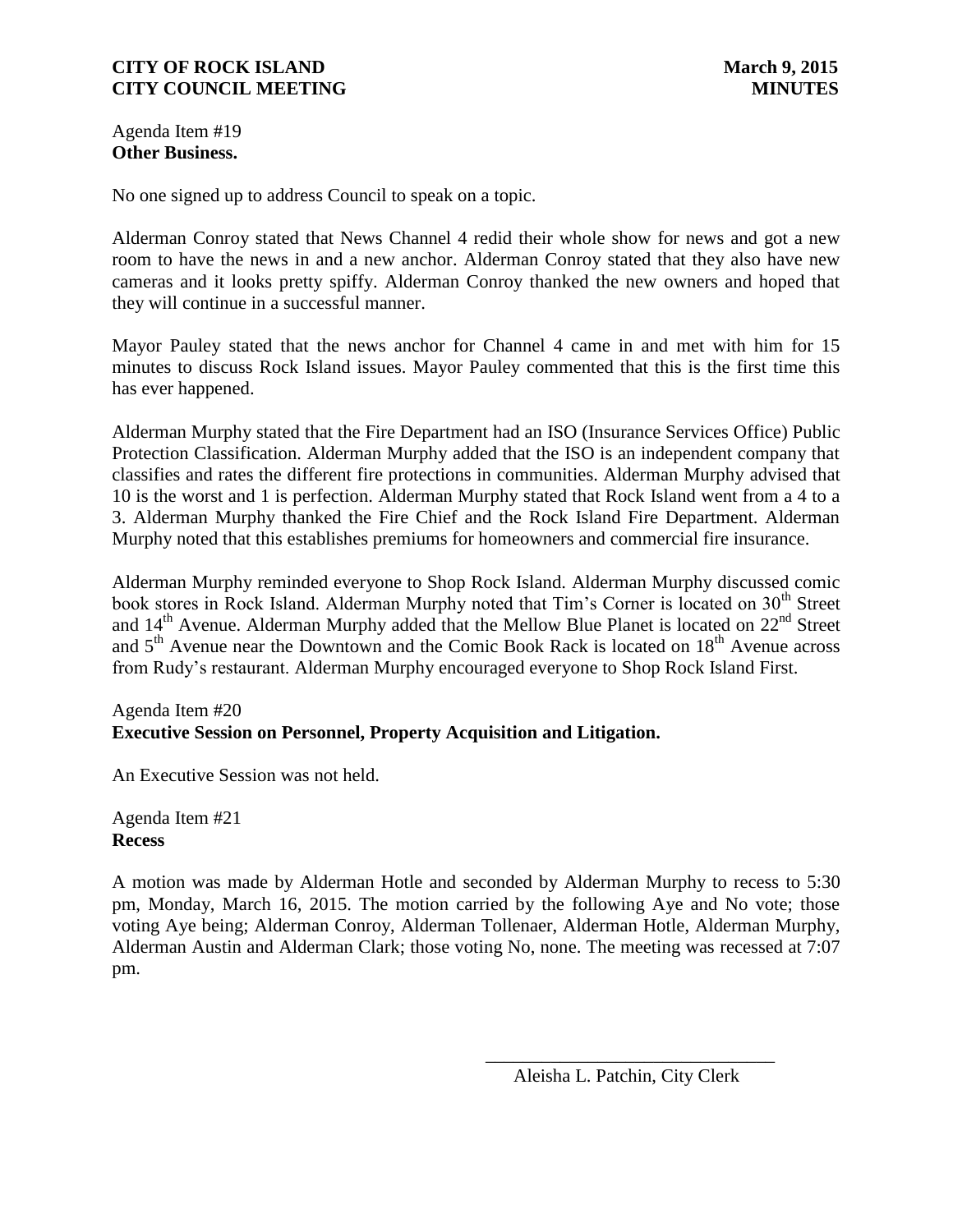Agenda Item #19
**Other Business.**

No one signed up to address Council to speak on a topic.

Alderman Conroy stated that News Channel 4 redid their whole show for news and got a new room to have the news in and a new anchor. Alderman Conroy stated that they also have new cameras and it looks pretty spiffy. Alderman Conroy thanked the new owners and hoped that they will continue in a successful manner.

Mayor Pauley stated that the news anchor for Channel 4 came in and met with him for 15 minutes to discuss Rock Island issues. Mayor Pauley commented that this is the first time this has ever happened.

Alderman Murphy stated that the Fire Department had an ISO (Insurance Services Office) Public Protection Classification. Alderman Murphy added that the ISO is an independent company that classifies and rates the different fire protections in communities. Alderman Murphy advised that 10 is the worst and 1 is perfection. Alderman Murphy stated that Rock Island went from a 4 to a 3. Alderman Murphy thanked the Fire Chief and the Rock Island Fire Department. Alderman Murphy noted that this establishes premiums for homeowners and commercial fire insurance.

Alderman Murphy reminded everyone to Shop Rock Island. Alderman Murphy discussed comic book stores in Rock Island. Alderman Murphy noted that Tim's Corner is located on 30th Street and 14th Avenue. Alderman Murphy added that the Mellow Blue Planet is located on 22nd Street and 5th Avenue near the Downtown and the Comic Book Rack is located on 18th Avenue across from Rudy's restaurant. Alderman Murphy encouraged everyone to Shop Rock Island First.

Agenda Item #20
**Executive Session on Personnel, Property Acquisition and Litigation.**

An Executive Session was not held.

Agenda Item #21
**Recess**

A motion was made by Alderman Hotle and seconded by Alderman Murphy to recess to 5:30 pm, Monday, March 16, 2015. The motion carried by the following Aye and No vote; those voting Aye being; Alderman Conroy, Alderman Tollenaer, Alderman Hotle, Alderman Murphy, Alderman Austin and Alderman Clark; those voting No, none. The meeting was recessed at 7:07 pm.

\_\_\_\_\_\_\_\_\_\_\_\_\_\_\_\_\_\_\_\_\_\_\_\_\_\_\_\_\_\_\_\_

Aleisha L. Patchin, City Clerk